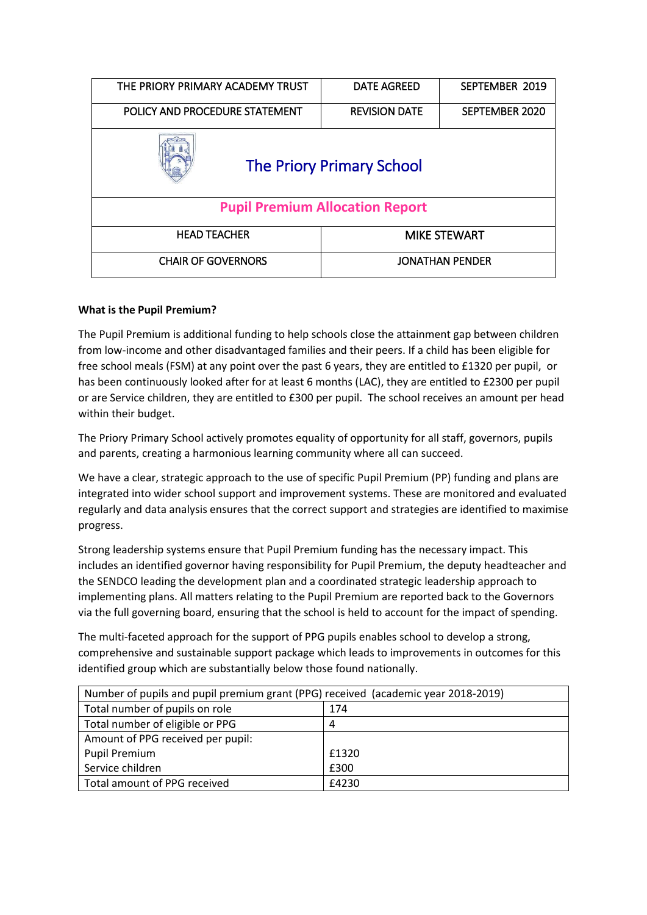| THE PRIORY PRIMARY ACADEMY TRUST | DATE AGREED | SEPTEMBER 2019 |
| --- | --- | --- |
| POLICY AND PROCEDURE STATEMENT | REVISION DATE | SEPTEMBER 2020 |

# The Priory Primary School

## Pupil Premium Allocation Report

| HEAD TEACHER | MIKE STEWART |
| --- | --- |
| CHAIR OF GOVERNORS | JONATHAN PENDER |

**What is the Pupil Premium?**

The Pupil Premium is additional funding to help schools close the attainment gap between children from low-income and other disadvantaged families and their peers. If a child has been eligible for free school meals (FSM) at any point over the past 6 years, they are entitled to £1320 per pupil, or has been continuously looked after for at least 6 months (LAC), they are entitled to £2300 per pupil or are Service children, they are entitled to £300 per pupil. The school receives an amount per head within their budget.

The Priory Primary School actively promotes equality of opportunity for all staff, governors, pupils and parents, creating a harmonious learning community where all can succeed.

We have a clear, strategic approach to the use of specific Pupil Premium (PP) funding and plans are integrated into wider school support and improvement systems. These are monitored and evaluated regularly and data analysis ensures that the correct support and strategies are identified to maximise progress.

Strong leadership systems ensure that Pupil Premium funding has the necessary impact. This includes an identified governor having responsibility for Pupil Premium, the deputy headteacher and the SENDCO leading the development plan and a coordinated strategic leadership approach to implementing plans. All matters relating to the Pupil Premium are reported back to the Governors via the full governing board, ensuring that the school is held to account for the impact of spending.

The multi-faceted approach for the support of PPG pupils enables school to develop a strong, comprehensive and sustainable support package which leads to improvements in outcomes for this identified group which are substantially below those found nationally.

| Number of pupils and pupil premium grant (PPG) received (academic year 2018-2019) | |
| --- | --- |
| Total number of pupils on role | 174 |
| Total number of eligible or PPG | 4 |
| Amount of PPG received per pupil:<br>Pupil Premium<br>Service children | <br>£1320<br>£300 |
| Total amount of PPG received | £4230 |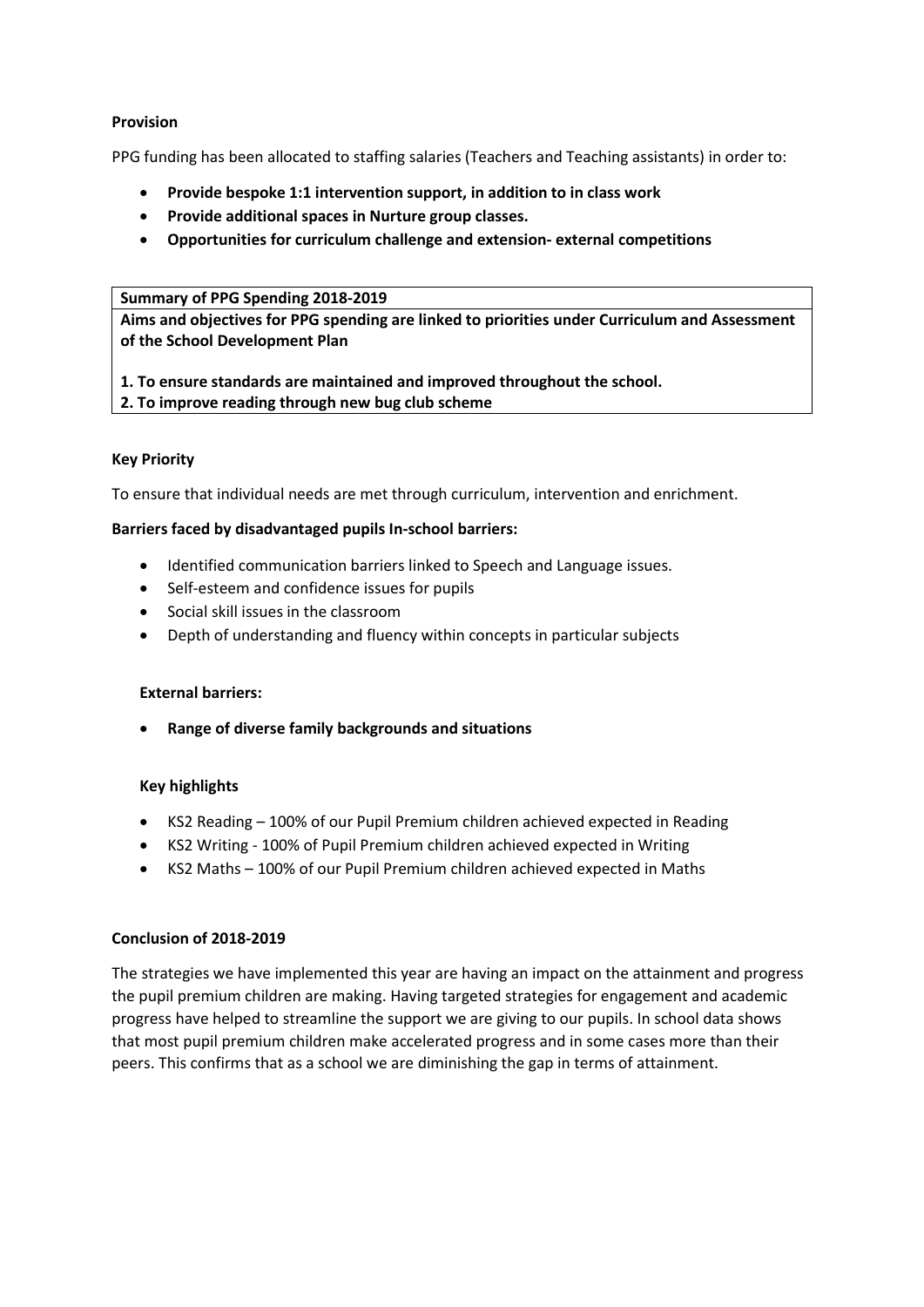**Provision**

PPG funding has been allocated to staffing salaries (Teachers and Teaching assistants) in order to:

- **Provide bespoke 1:1 intervention support, in addition to in class work**
- **Provide additional spaces in Nurture group classes.**
- **Opportunities for curriculum challenge and extension- external competitions**

| **Summary of PPG Spending 2018-2019** |
| --- |
| **Aims and objectives for PPG spending are linked to priorities under Curriculum and Assessment of the School Development Plan**<br><br>**1. To ensure standards are maintained and improved throughout the school.**<br>**2. To improve reading through new bug club scheme** |

**Key Priority**

To ensure that individual needs are met through curriculum, intervention and enrichment.

**Barriers faced by disadvantaged pupils In-school barriers:**

- Identified communication barriers linked to Speech and Language issues.
- Self-esteem and confidence issues for pupils
- Social skill issues in the classroom
- Depth of understanding and fluency within concepts in particular subjects

**External barriers:**

- **Range of diverse family backgrounds and situations**

**Key highlights**

- KS2 Reading – 100% of our Pupil Premium children achieved expected in Reading
- KS2 Writing - 100% of Pupil Premium children achieved expected in Writing
- KS2 Maths – 100% of our Pupil Premium children achieved expected in Maths

**Conclusion of 2018-2019**

The strategies we have implemented this year are having an impact on the attainment and progress the pupil premium children are making. Having targeted strategies for engagement and academic progress have helped to streamline the support we are giving to our pupils. In school data shows that most pupil premium children make accelerated progress and in some cases more than their peers. This confirms that as a school we are diminishing the gap in terms of attainment.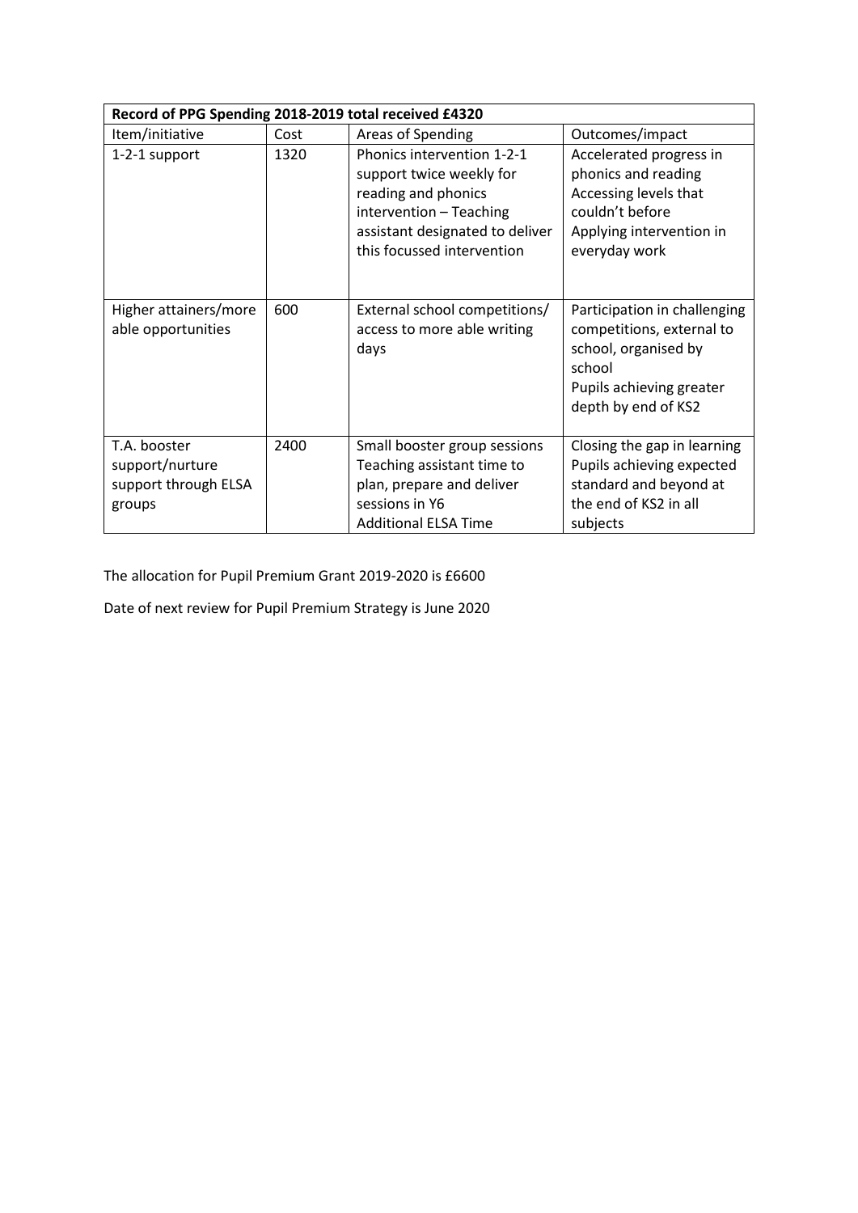| Record of PPG Spending 2018-2019 total received £4320 | | | |
|---|---|---|---|
| Item/initiative | Cost | Areas of Spending | Outcomes/impact |
| 1-2-1 support | 1320 | Phonics intervention 1-2-1 support twice weekly for reading and phonics intervention – Teaching assistant designated to deliver this focussed intervention | Accelerated progress in phonics and reading<br>Accessing levels that couldn't before<br>Applying intervention in everyday work |
| Higher attainers/more able opportunities | 600 | External school competitions/ access to more able writing days | Participation in challenging competitions, external to school, organised by school<br>Pupils achieving greater depth by end of KS2 |
| T.A. booster support/nurture support through ELSA groups | 2400 | Small booster group sessions<br>Teaching assistant time to plan, prepare and deliver sessions in Y6<br>Additional ELSA Time | Closing the gap in learning<br>Pupils achieving expected standard and beyond at the end of KS2 in all subjects |

The allocation for Pupil Premium Grant 2019-2020 is £6600

Date of next review for Pupil Premium Strategy is June 2020